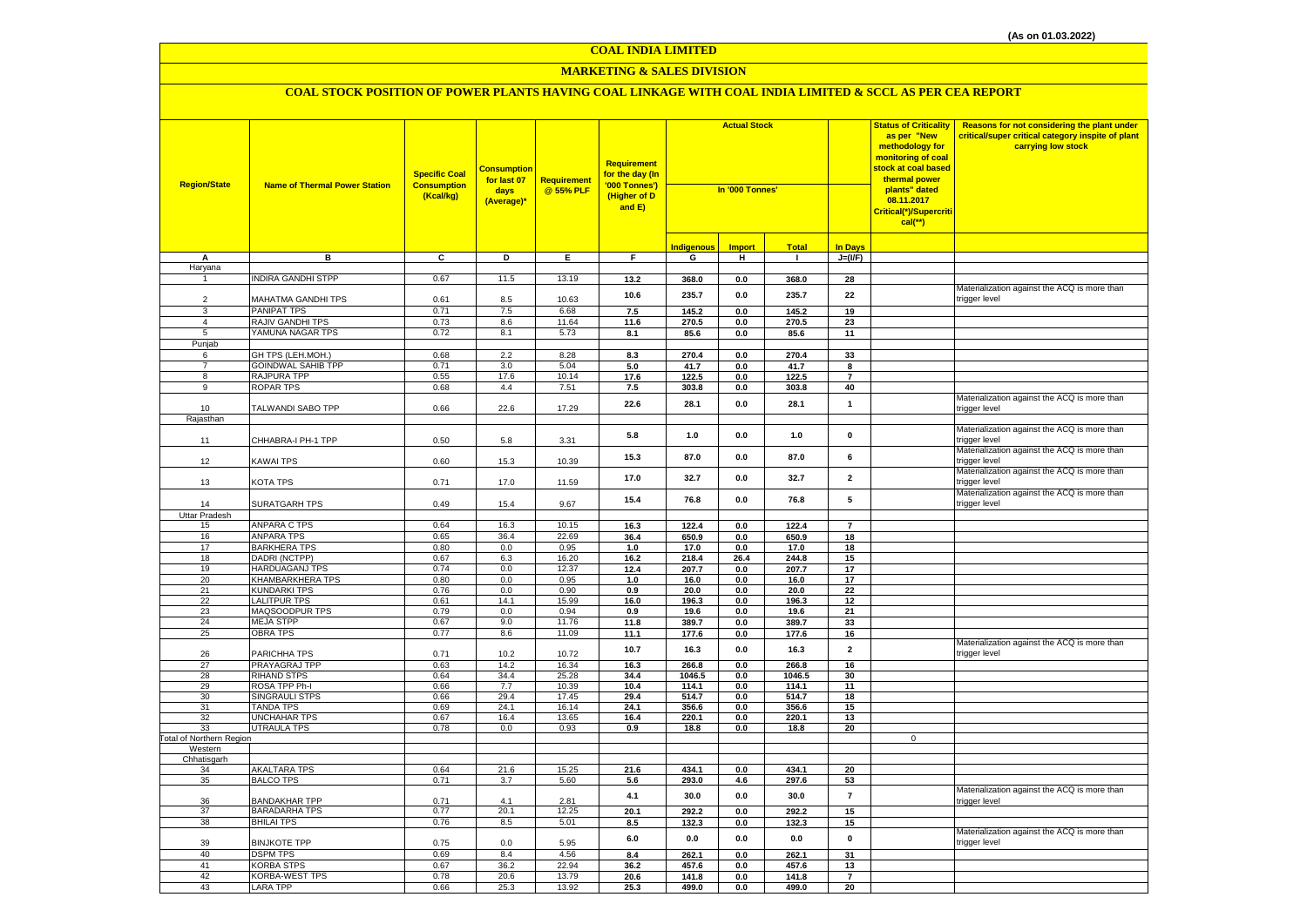(As on 01.03.2022)

# COAL INDIA LIMITED

## MARKETING & SALES DIVISION

### COAL STOCK POSITION OF POWER PLANTS HAVING COAL LINKAGE WITH COAL INDIA LIMITED & SCCL AS PER CEA REPORT

| Region/State | Name of Thermal Power Station | Specific Coal Consumption (Kcal/kg) | Consumption for last 07 days (Average)* | Requirement @ 55% PLF | Requirement for the day (In '000 Tonnes') (Higher of D and E) | Actual Stock In '000 Tonnes' | | | | Status of Criticality as per "New methodology for monitoring of coal stock at coal based thermal power plants" dated 08.11.2017 Critical(*)/Supercritical(**) | Reasons for not considering the plant under critical/super critical category inspite of plant carrying low stock |
|---|---|---|---|---|---|---|---|---|---|---|---|
| | | | | | | Indigenous | Import | Total | In Days | | |
| A | B | C | D | E | F | G | H | I | J=(I/F) | | |
| Haryana | | | | | | | | | | | |
| 1 | INDIRA GANDHI STPP | 0.67 | 11.5 | 13.19 | 13.2 | 368.0 | 0.0 | 368.0 | 28 | | |
| 2 | MAHATMA GANDHI TPS | 0.61 | 8.5 | 10.63 | 10.6 | 235.7 | 0.0 | 235.7 | 22 | | Materialization against the ACQ is more than trigger level |
| 3 | PANIPAT TPS | 0.71 | 7.5 | 6.68 | 7.5 | 145.2 | 0.0 | 145.2 | 19 | | |
| 4 | RAJIV GANDHI TPS | 0.73 | 8.6 | 11.64 | 11.6 | 270.5 | 0.0 | 270.5 | 23 | | |
| 5 | YAMUNA NAGAR TPS | 0.72 | 8.1 | 5.73 | 8.1 | 85.6 | 0.0 | 85.6 | 11 | | |
| Punjab | | | | | | | | | | | |
| 6 | GH TPS (LEH.MOH.) | 0.68 | 2.2 | 8.28 | 8.3 | 270.4 | 0.0 | 270.4 | 33 | | |
| 7 | GOINDWAL SAHIB TPP | 0.71 | 3.0 | 5.04 | 5.0 | 41.7 | 0.0 | 41.7 | 8 | | |
| 8 | RAJPURA TPP | 0.55 | 17.6 | 10.14 | 17.6 | 122.5 | 0.0 | 122.5 | 7 | | |
| 9 | ROPAR TPS | 0.68 | 4.4 | 7.51 | 7.5 | 303.8 | 0.0 | 303.8 | 40 | | |
| 10 | TALWANDI SABO TPP | 0.66 | 22.6 | 17.29 | 22.6 | 28.1 | 0.0 | 28.1 | 1 | | Materialization against the ACQ is more than trigger level |
| Rajasthan | | | | | | | | | | | |
| 11 | CHHABRA-I PH-1 TPP | 0.50 | 5.8 | 3.31 | 5.8 | 1.0 | 0.0 | 1.0 | 0 | | Materialization against the ACQ is more than trigger level |
| 12 | KAWAI TPS | 0.60 | 15.3 | 10.39 | 15.3 | 87.0 | 0.0 | 87.0 | 6 | | Materialization against the ACQ is more than trigger level |
| 13 | KOTA TPS | 0.71 | 17.0 | 11.59 | 17.0 | 32.7 | 0.0 | 32.7 | 2 | | Materialization against the ACQ is more than trigger level |
| 14 | SURATGARH TPS | 0.49 | 15.4 | 9.67 | 15.4 | 76.8 | 0.0 | 76.8 | 5 | | Materialization against the ACQ is more than trigger level |
| Uttar Pradesh | | | | | | | | | | | |
| 15 | ANPARA C TPS | 0.64 | 16.3 | 10.15 | 16.3 | 122.4 | 0.0 | 122.4 | 7 | | |
| 16 | ANPARA TPS | 0.65 | 36.4 | 22.69 | 36.4 | 650.9 | 0.0 | 650.9 | 18 | | |
| 17 | BARKHERA TPS | 0.80 | 0.0 | 0.95 | 1.0 | 17.0 | 0.0 | 17.0 | 18 | | |
| 18 | DADRI (NCTPP) | 0.67 | 6.3 | 16.20 | 16.2 | 218.4 | 26.4 | 244.8 | 15 | | |
| 19 | HARDUAGANJ TPS | 0.74 | 0.0 | 12.37 | 12.4 | 207.7 | 0.0 | 207.7 | 17 | | |
| 20 | KHAMBARKHERA TPS | 0.80 | 0.0 | 0.95 | 1.0 | 16.0 | 0.0 | 16.0 | 17 | | |
| 21 | KUNDARKI TPS | 0.76 | 0.0 | 0.90 | 0.9 | 20.0 | 0.0 | 20.0 | 22 | | |
| 22 | LALITPUR TPS | 0.61 | 14.1 | 15.99 | 16.0 | 196.3 | 0.0 | 196.3 | 12 | | |
| 23 | MAQSOODPUR TPS | 0.79 | 0.0 | 0.94 | 0.9 | 19.6 | 0.0 | 19.6 | 21 | | |
| 24 | MEJA STPP | 0.67 | 9.0 | 11.76 | 11.8 | 389.7 | 0.0 | 389.7 | 33 | | |
| 25 | OBRA TPS | 0.77 | 8.6 | 11.09 | 11.1 | 177.6 | 0.0 | 177.6 | 16 | | |
| 26 | PARICHHA TPS | 0.71 | 10.2 | 10.72 | 10.7 | 16.3 | 0.0 | 16.3 | 2 | | Materialization against the ACQ is more than trigger level |
| 27 | PRAYAGRAJ TPP | 0.63 | 14.2 | 16.34 | 16.3 | 266.8 | 0.0 | 266.8 | 16 | | |
| 28 | RIHAND STPS | 0.64 | 34.4 | 25.28 | 34.4 | 1046.5 | 0.0 | 1046.5 | 30 | | |
| 29 | ROSA TPP Ph-I | 0.66 | 7.7 | 10.39 | 10.4 | 114.1 | 0.0 | 114.1 | 11 | | |
| 30 | SINGRAULI STPS | 0.66 | 29.4 | 17.45 | 29.4 | 514.7 | 0.0 | 514.7 | 18 | | |
| 31 | TANDA TPS | 0.69 | 24.1 | 16.14 | 24.1 | 356.6 | 0.0 | 356.6 | 15 | | |
| 32 | UNCHAHAR TPS | 0.67 | 16.4 | 13.65 | 16.4 | 220.1 | 0.0 | 220.1 | 13 | | |
| 33 | UTRAULA TPS | 0.78 | 0.0 | 0.93 | 0.9 | 18.8 | 0.0 | 18.8 | 20 | | |
| Total of Northern Region | | | | | | | | | | 0 | |
| Western | | | | | | | | | | | |
| Chhatisgarh | | | | | | | | | | | |
| 34 | AKALTARA TPS | 0.64 | 21.6 | 15.25 | 21.6 | 434.1 | 0.0 | 434.1 | 20 | | |
| 35 | BALCO TPS | 0.71 | 3.7 | 5.60 | 5.6 | 293.0 | 4.6 | 297.6 | 53 | | |
| 36 | BANDAKHAR TPP | 0.71 | 4.1 | 2.81 | 4.1 | 30.0 | 0.0 | 30.0 | 7 | | Materialization against the ACQ is more than trigger level |
| 37 | BARADARHA TPS | 0.77 | 20.1 | 12.25 | 20.1 | 292.2 | 0.0 | 292.2 | 15 | | |
| 38 | BHILAI TPS | 0.76 | 8.5 | 5.01 | 8.5 | 132.3 | 0.0 | 132.3 | 15 | | |
| 39 | BINJKOTE TPP | 0.75 | 0.0 | 5.95 | 6.0 | 0.0 | 0.0 | 0.0 | 0 | | Materialization against the ACQ is more than trigger level |
| 40 | DSPM TPS | 0.69 | 8.4 | 4.56 | 8.4 | 262.1 | 0.0 | 262.1 | 31 | | |
| 41 | KORBA STPS | 0.67 | 36.2 | 22.94 | 36.2 | 457.6 | 0.0 | 457.6 | 13 | | |
| 42 | KORBA-WEST TPS | 0.78 | 20.6 | 13.79 | 20.6 | 141.8 | 0.0 | 141.8 | 7 | | |
| 43 | LARA TPP | 0.66 | 25.3 | 13.92 | 25.3 | 499.0 | 0.0 | 499.0 | 20 | | |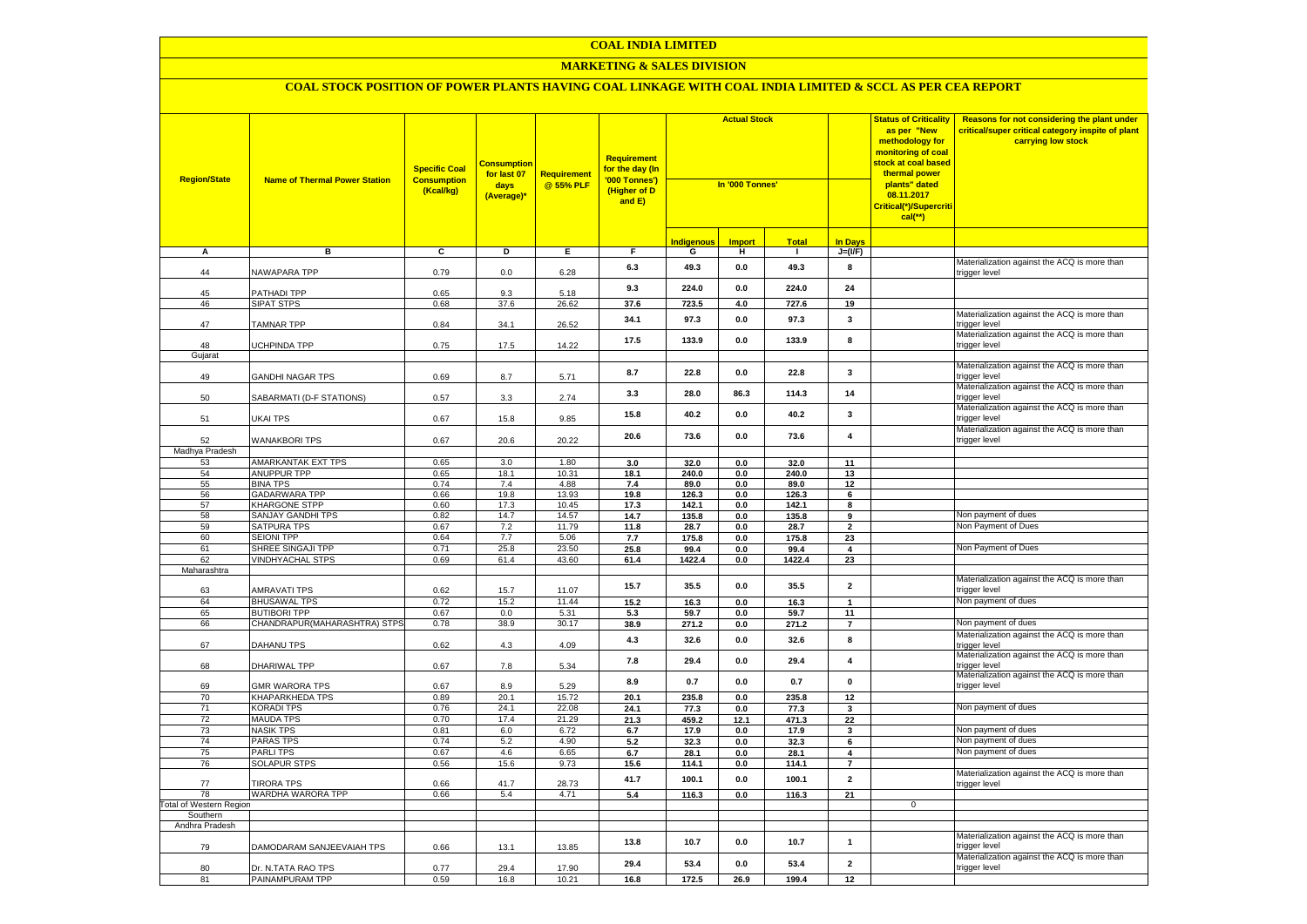# COAL INDIA LIMITED

## MARKETING & SALES DIVISION

### COAL STOCK POSITION OF POWER PLANTS HAVING COAL LINKAGE WITH COAL INDIA LIMITED & SCCL AS PER CEA REPORT

| Region/State | Name of Thermal Power Station | Specific Coal Consumption (Kcal/kg) | Consumption for last 07 days (Average)* | Requirement @ 55% PLF | Requirement for the day (In '000 Tonnes') (Higher of D and E) | Actual Stock In '000 Tonnes' | | | | Status of Criticality as per "New methodology for monitoring of coal stock at coal based thermal power plants" dated 08.11.2017 Critical(*)/Supercritical(**) | Reasons for not considering the plant under critical/super critical category inspite of plant carrying low stock |
|---|---|---|---|---|---|---|---|---|---|---|---|
| | | | | | | Indigenous | Import | Total | In Days | | |
| A | B | C | D | E | F | G | H | I | J=(I/F) | | |
| 44 | NAWAPARA TPP | 0.79 | 0.0 | 6.28 | 6.3 | 49.3 | 0.0 | 49.3 | 8 | | Materialization against the ACQ is more than trigger level |
| 45 | PATHADI TPP | 0.65 | 9.3 | 5.18 | 9.3 | 224.0 | 0.0 | 224.0 | 24 | | |
| 46 | SIPAT STPS | 0.68 | 37.6 | 26.62 | 37.6 | 723.5 | 4.0 | 727.6 | 19 | | |
| 47 | TAMNAR TPP | 0.84 | 34.1 | 26.52 | 34.1 | 97.3 | 0.0 | 97.3 | 3 | | Materialization against the ACQ is more than trigger level |
| 48 | UCHPINDA TPP | 0.75 | 17.5 | 14.22 | 17.5 | 133.9 | 0.0 | 133.9 | 8 | | Materialization against the ACQ is more than trigger level |
| Gujarat | | | | | | | | | | | |
| 49 | GANDHI NAGAR TPS | 0.69 | 8.7 | 5.71 | 8.7 | 22.8 | 0.0 | 22.8 | 3 | | Materialization against the ACQ is more than trigger level |
| 50 | SABARMATI (D-F STATIONS) | 0.57 | 3.3 | 2.74 | 3.3 | 28.0 | 86.3 | 114.3 | 14 | | Materialization against the ACQ is more than trigger level |
| 51 | UKAI TPS | 0.67 | 15.8 | 9.85 | 15.8 | 40.2 | 0.0 | 40.2 | 3 | | Materialization against the ACQ is more than trigger level |
| 52 | WANAKBORI TPS | 0.67 | 20.6 | 20.22 | 20.6 | 73.6 | 0.0 | 73.6 | 4 | | Materialization against the ACQ is more than trigger level |
| Madhya Pradesh | | | | | | | | | | | |
| 53 | AMARKANTAK EXT TPS | 0.65 | 3.0 | 1.80 | 3.0 | 32.0 | 0.0 | 32.0 | 11 | | |
| 54 | ANUPPUR TPP | 0.65 | 18.1 | 10.31 | 18.1 | 240.0 | 0.0 | 240.0 | 13 | | |
| 55 | BINA TPS | 0.74 | 7.4 | 4.88 | 7.4 | 89.0 | 0.0 | 89.0 | 12 | | |
| 56 | GADARWARA TPP | 0.66 | 19.8 | 13.93 | 19.8 | 126.3 | 0.0 | 126.3 | 6 | | |
| 57 | KHARGONE STPP | 0.60 | 17.3 | 10.45 | 17.3 | 142.1 | 0.0 | 142.1 | 8 | | |
| 58 | SANJAY GANDHI TPS | 0.82 | 14.7 | 14.57 | 14.7 | 135.8 | 0.0 | 135.8 | 9 | | Non payment of dues |
| 59 | SATPURA TPS | 0.67 | 7.2 | 11.79 | 11.8 | 28.7 | 0.0 | 28.7 | 2 | | Non Payment of Dues |
| 60 | SEIONI TPP | 0.64 | 7.7 | 5.06 | 7.7 | 175.8 | 0.0 | 175.8 | 23 | | |
| 61 | SHREE SINGAJI TPP | 0.71 | 25.8 | 23.50 | 25.8 | 99.4 | 0.0 | 99.4 | 4 | | Non Payment of Dues |
| 62 | VINDHYACHAL STPS | 0.69 | 61.4 | 43.60 | 61.4 | 1422.4 | 0.0 | 1422.4 | 23 | | |
| Maharashtra | | | | | | | | | | | |
| 63 | AMRAVATI TPS | 0.62 | 15.7 | 11.07 | 15.7 | 35.5 | 0.0 | 35.5 | 2 | | Materialization against the ACQ is more than trigger level |
| 64 | BHUSAWAL TPS | 0.72 | 15.2 | 11.44 | 15.2 | 16.3 | 0.0 | 16.3 | 1 | | Non payment of dues |
| 65 | BUTIBORI TPP | 0.67 | 0.0 | 5.31 | 5.3 | 59.7 | 0.0 | 59.7 | 11 | | |
| 66 | CHANDRAPUR(MAHARASHTRA) STPS | 0.78 | 38.9 | 30.17 | 38.9 | 271.2 | 0.0 | 271.2 | 7 | | Non payment of dues |
| 67 | DAHANU TPS | 0.62 | 4.3 | 4.09 | 4.3 | 32.6 | 0.0 | 32.6 | 8 | | Materialization against the ACQ is more than trigger level |
| 68 | DHARIWAL TPP | 0.67 | 7.8 | 5.34 | 7.8 | 29.4 | 0.0 | 29.4 | 4 | | Materialization against the ACQ is more than trigger level |
| 69 | GMR WARORA TPS | 0.67 | 8.9 | 5.29 | 8.9 | 0.7 | 0.0 | 0.7 | 0 | | Materialization against the ACQ is more than trigger level |
| 70 | KHAPARKHEDA TPS | 0.89 | 20.1 | 15.72 | 20.1 | 235.8 | 0.0 | 235.8 | 12 | | |
| 71 | KORADI TPS | 0.76 | 24.1 | 22.08 | 24.1 | 77.3 | 0.0 | 77.3 | 3 | | Non payment of dues |
| 72 | MAUDA TPS | 0.70 | 17.4 | 21.29 | 21.3 | 459.2 | 12.1 | 471.3 | 22 | | |
| 73 | NASIK TPS | 0.81 | 6.0 | 6.72 | 6.7 | 17.9 | 0.0 | 17.9 | 3 | | Non payment of dues |
| 74 | PARAS TPS | 0.74 | 5.2 | 4.90 | 5.2 | 32.3 | 0.0 | 32.3 | 6 | | Non payment of dues |
| 75 | PARLI TPS | 0.67 | 4.6 | 6.65 | 6.7 | 28.1 | 0.0 | 28.1 | 4 | | Non payment of dues |
| 76 | SOLAPUR STPS | 0.56 | 15.6 | 9.73 | 15.6 | 114.1 | 0.0 | 114.1 | 7 | | |
| 77 | TIRORA TPS | 0.66 | 41.7 | 28.73 | 41.7 | 100.1 | 0.0 | 100.1 | 2 | | Materialization against the ACQ is more than trigger level |
| 78 | WARDHA WARORA TPP | 0.66 | 5.4 | 4.71 | 5.4 | 116.3 | 0.0 | 116.3 | 21 | | |
| Total of Western Region | | | | | | | | | | 0 | |
| Southern | | | | | | | | | | | |
| Andhra Pradesh | | | | | | | | | | | |
| 79 | DAMODARAM SANJEEVAIAH TPS | 0.66 | 13.1 | 13.85 | 13.8 | 10.7 | 0.0 | 10.7 | 1 | | Materialization against the ACQ is more than trigger level |
| 80 | Dr. N.TATA RAO TPS | 0.77 | 29.4 | 17.90 | 29.4 | 53.4 | 0.0 | 53.4 | 2 | | Materialization against the ACQ is more than trigger level |
| 81 | PAINAMPURAM TPP | 0.59 | 16.8 | 10.21 | 16.8 | 172.5 | 26.9 | 199.4 | 12 | | |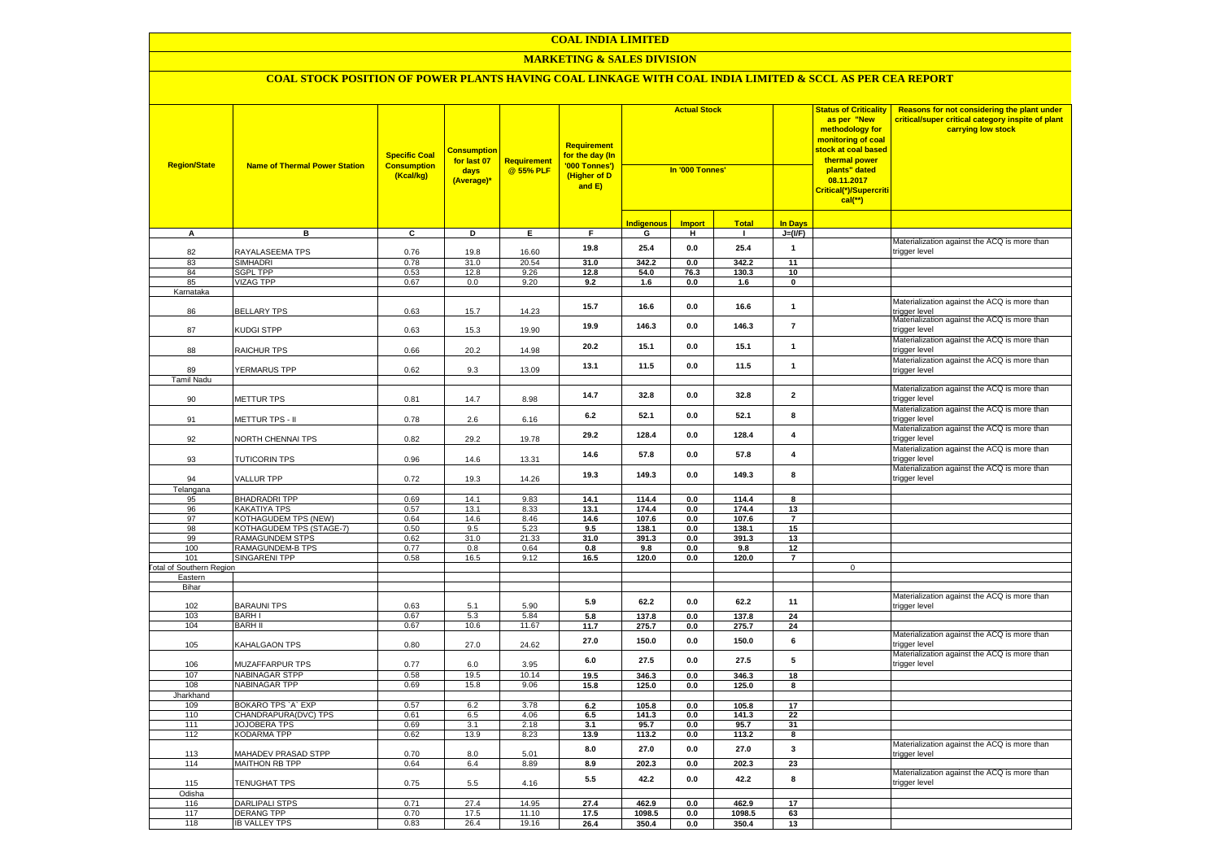# COAL INDIA LIMITED

## MARKETING & SALES DIVISION

### COAL STOCK POSITION OF POWER PLANTS HAVING COAL LINKAGE WITH COAL INDIA LIMITED & SCCL AS PER CEA REPORT

| Region/State | Name of Thermal Power Station | Specific Coal Consumption (Kcal/kg) | Consumption for last 07 days (Average)* | Requirement @ 55% PLF | Requirement for the day (In '000 Tonnes') (Higher of D and E) | Actual Stock In '000 Tonnes' | | | | Status of Criticality as per "New methodology for monitoring of coal stock at coal based thermal power plants" dated 08.11.2017 Critical(*)/Supercritical(**) | Reasons for not considering the plant under critical/super critical category inspite of plant carrying low stock |
|---|---|---|---|---|---|---|---|---|---|---|---|
| | | | | | | Indigenous | Import | Total | In Days | | |
| A | B | C | D | E | F | G | H | I | J=(I/F) | | |
| 82 | RAYALASEEMA TPS | 0.76 | 19.8 | 16.60 | 19.8 | 25.4 | 0.0 | 25.4 | 1 | | Materialization against the ACQ is more than trigger level |
| 83 | SIMHADRI | 0.78 | 31.0 | 20.54 | 31.0 | 342.2 | 0.0 | 342.2 | 11 | | |
| 84 | SGPL TPP | 0.53 | 12.8 | 9.26 | 12.8 | 54.0 | 76.3 | 130.3 | 10 | | |
| 85 | VIZAG TPP | 0.67 | 0.0 | 9.20 | 9.2 | 1.6 | 0.0 | 1.6 | 0 | | |
| Karnataka | | | | | | | | | | | |
| 86 | BELLARY TPS | 0.63 | 15.7 | 14.23 | 15.7 | 16.6 | 0.0 | 16.6 | 1 | | Materialization against the ACQ is more than trigger level |
| 87 | KUDGI STPP | 0.63 | 15.3 | 19.90 | 19.9 | 146.3 | 0.0 | 146.3 | 7 | | Materialization against the ACQ is more than trigger level |
| 88 | RAICHUR TPS | 0.66 | 20.2 | 14.98 | 20.2 | 15.1 | 0.0 | 15.1 | 1 | | Materialization against the ACQ is more than trigger level |
| 89 | YERMARUS TPP | 0.62 | 9.3 | 13.09 | 13.1 | 11.5 | 0.0 | 11.5 | 1 | | Materialization against the ACQ is more than trigger level |
| Tamil Nadu | | | | | | | | | | | |
| 90 | METTUR TPS | 0.81 | 14.7 | 8.98 | 14.7 | 32.8 | 0.0 | 32.8 | 2 | | Materialization against the ACQ is more than trigger level |
| 91 | METTUR TPS - II | 0.78 | 2.6 | 6.16 | 6.2 | 52.1 | 0.0 | 52.1 | 8 | | Materialization against the ACQ is more than trigger level |
| 92 | NORTH CHENNAI TPS | 0.82 | 29.2 | 19.78 | 29.2 | 128.4 | 0.0 | 128.4 | 4 | | Materialization against the ACQ is more than trigger level |
| 93 | TUTICORIN TPS | 0.96 | 14.6 | 13.31 | 14.6 | 57.8 | 0.0 | 57.8 | 4 | | Materialization against the ACQ is more than trigger level |
| 94 | VALLUR TPP | 0.72 | 19.3 | 14.26 | 19.3 | 149.3 | 0.0 | 149.3 | 8 | | Materialization against the ACQ is more than trigger level |
| Telangana | | | | | | | | | | | |
| 95 | BHADRADRI TPP | 0.69 | 14.1 | 9.83 | 14.1 | 114.4 | 0.0 | 114.4 | 8 | | |
| 96 | KAKATIYA TPS | 0.57 | 13.1 | 8.33 | 13.1 | 174.4 | 0.0 | 174.4 | 13 | | |
| 97 | KOTHAGUDEM TPS (NEW) | 0.64 | 14.6 | 8.46 | 14.6 | 107.6 | 0.0 | 107.6 | 7 | | |
| 98 | KOTHAGUDEM TPS (STAGE-7) | 0.50 | 9.5 | 5.23 | 9.5 | 138.1 | 0.0 | 138.1 | 15 | | |
| 99 | RAMAGUNDEM STPS | 0.62 | 31.0 | 21.33 | 31.0 | 391.3 | 0.0 | 391.3 | 13 | | |
| 100 | RAMAGUNDEM-B TPS | 0.77 | 0.8 | 0.64 | 0.8 | 9.8 | 0.0 | 9.8 | 12 | | |
| 101 | SINGARENI TPP | 0.58 | 16.5 | 9.12 | 16.5 | 120.0 | 0.0 | 120.0 | 7 | | |
| Total of Southern Region | | | | | | | | | | 0 | |
| Eastern | | | | | | | | | | | |
| Bihar | | | | | | | | | | | |
| 102 | BARAUNI TPS | 0.63 | 5.1 | 5.90 | 5.9 | 62.2 | 0.0 | 62.2 | 11 | | Materialization against the ACQ is more than trigger level |
| 103 | BARH I | 0.67 | 5.3 | 5.84 | 5.8 | 137.8 | 0.0 | 137.8 | 24 | | |
| 104 | BARH II | 0.67 | 10.6 | 11.67 | 11.7 | 275.7 | 0.0 | 275.7 | 24 | | |
| 105 | KAHALGAON TPS | 0.80 | 27.0 | 24.62 | 27.0 | 150.0 | 0.0 | 150.0 | 6 | | Materialization against the ACQ is more than trigger level |
| 106 | MUZAFFARPUR TPS | 0.77 | 6.0 | 3.95 | 6.0 | 27.5 | 0.0 | 27.5 | 5 | | Materialization against the ACQ is more than trigger level |
| 107 | NABINAGAR STPP | 0.58 | 19.5 | 10.14 | 19.5 | 346.3 | 0.0 | 346.3 | 18 | | |
| 108 | NABINAGAR TPP | 0.69 | 15.8 | 9.06 | 15.8 | 125.0 | 0.0 | 125.0 | 8 | | |
| Jharkhand | | | | | | | | | | | |
| 109 | BOKARO TPS `A` EXP | 0.57 | 6.2 | 3.78 | 6.2 | 105.8 | 0.0 | 105.8 | 17 | | |
| 110 | CHANDRAPURA(DVC) TPS | 0.61 | 6.5 | 4.06 | 6.5 | 141.3 | 0.0 | 141.3 | 22 | | |
| 111 | JOJOBERA TPS | 0.69 | 3.1 | 2.18 | 3.1 | 95.7 | 0.0 | 95.7 | 31 | | |
| 112 | KODARMA TPP | 0.62 | 13.9 | 8.23 | 13.9 | 113.2 | 0.0 | 113.2 | 8 | | |
| 113 | MAHADEV PRASAD STPP | 0.70 | 8.0 | 5.01 | 8.0 | 27.0 | 0.0 | 27.0 | 3 | | Materialization against the ACQ is more than trigger level |
| 114 | MAITHON RB TPP | 0.64 | 6.4 | 8.89 | 8.9 | 202.3 | 0.0 | 202.3 | 23 | | |
| 115 | TENUGHAT TPS | 0.75 | 5.5 | 4.16 | 5.5 | 42.2 | 0.0 | 42.2 | 8 | | Materialization against the ACQ is more than trigger level |
| Odisha | | | | | | | | | | | |
| 116 | DARLIPALI STPS | 0.71 | 27.4 | 14.95 | 27.4 | 462.9 | 0.0 | 462.9 | 17 | | |
| 117 | DERANG TPP | 0.70 | 17.5 | 11.10 | 17.5 | 1098.5 | 0.0 | 1098.5 | 63 | | |
| 118 | IB VALLEY TPS | 0.83 | 26.4 | 19.16 | 26.4 | 350.4 | 0.0 | 350.4 | 13 | | |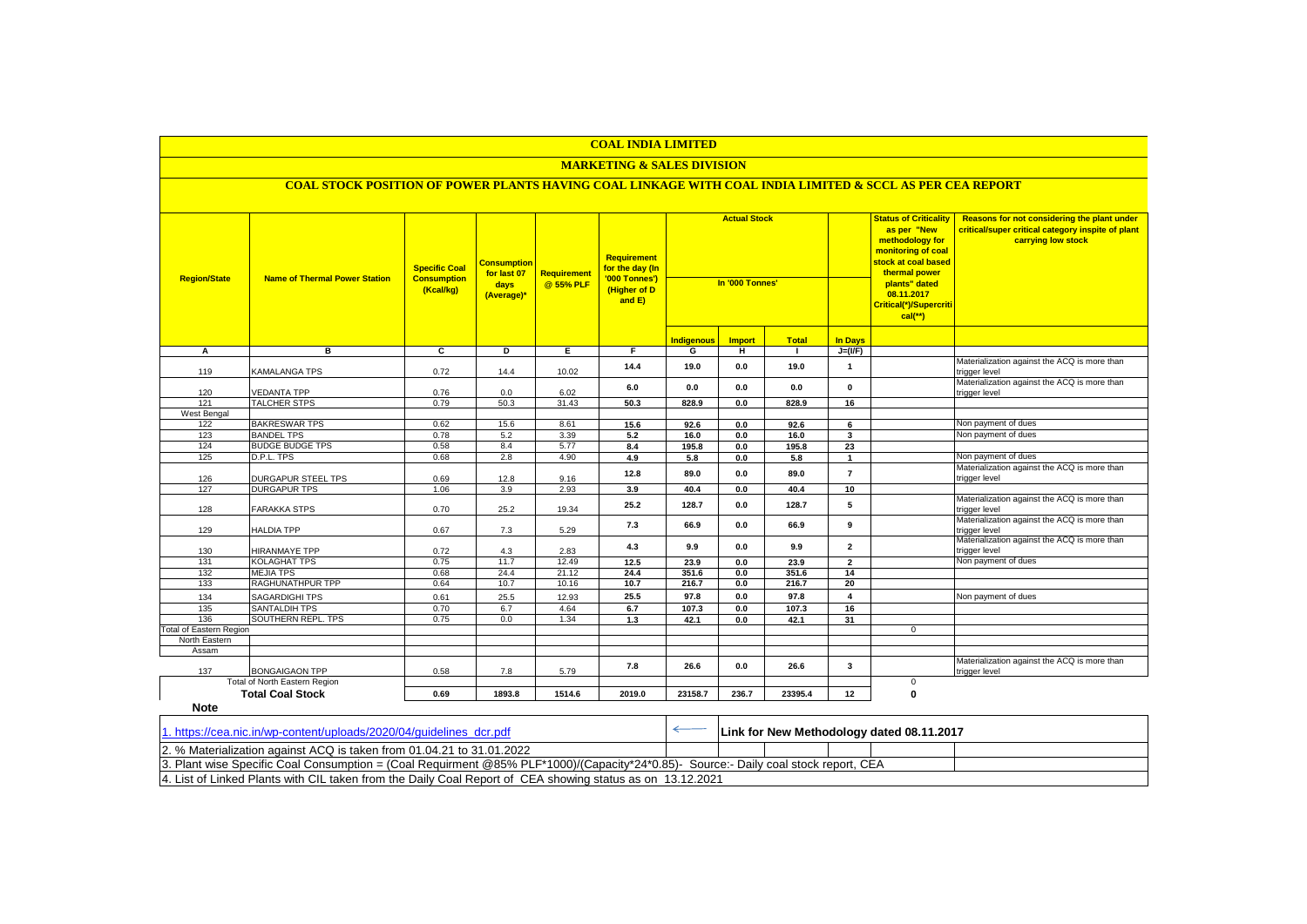# COAL INDIA LIMITED

## MARKETING & SALES DIVISION

### COAL STOCK POSITION OF POWER PLANTS HAVING COAL LINKAGE WITH COAL INDIA LIMITED & SCCL AS PER CEA REPORT

| Region/State | Name of Thermal Power Station | Specific Coal Consumption (Kcal/kg) | Consumption for last 07 days (Average)* | Requirement @ 55% PLF | Requirement for the day (In '000 Tonnes') (Higher of D and E) | Actual Stock In '000 Tonnes' | | | | Status of Criticality as per "New methodology for monitoring of coal stock at coal based thermal power plants" dated 08.11.2017 Critical(*)/Supercritical(**) | Reasons for not considering the plant under critical/super critical category inspite of plant carrying low stock |
|---|---|---|---|---|---|---|---|---|---|---|---|
| | | | | | | Indigenous | Import | Total | In Days | | |
| A | B | C | D | E | F | G | H | I | J=(I/F) | | |
| 119 | KAMALANGA TPS | 0.72 | 14.4 | 10.02 | 14.4 | 19.0 | 0.0 | 19.0 | 1 | | Materialization against the ACQ is more than trigger level |
| 120 | VEDANTA TPP | 0.76 | 0.0 | 6.02 | 6.0 | 0.0 | 0.0 | 0.0 | 0 | | Materialization against the ACQ is more than trigger level |
| 121 | TALCHER STPS | 0.79 | 50.3 | 31.43 | 50.3 | 828.9 | 0.0 | 828.9 | 16 | | |
| West Bengal | | | | | | | | | | | |
| 122 | BAKRESWAR TPS | 0.62 | 15.6 | 8.61 | 15.6 | 92.6 | 0.0 | 92.6 | 6 | | Non payment of dues |
| 123 | BANDEL TPS | 0.78 | 5.2 | 3.39 | 5.2 | 16.0 | 0.0 | 16.0 | 3 | | Non payment of dues |
| 124 | BUDGE BUDGE TPS | 0.58 | 8.4 | 5.77 | 8.4 | 195.8 | 0.0 | 195.8 | 23 | | |
| 125 | D.P.L. TPS | 0.68 | 2.8 | 4.90 | 4.9 | 5.8 | 0.0 | 5.8 | 1 | | Non payment of dues |
| 126 | DURGAPUR STEEL TPS | 0.69 | 12.8 | 9.16 | 12.8 | 89.0 | 0.0 | 89.0 | 7 | | Materialization against the ACQ is more than trigger level |
| 127 | DURGAPUR TPS | 1.06 | 3.9 | 2.93 | 3.9 | 40.4 | 0.0 | 40.4 | 10 | | |
| 128 | FARAKKA STPS | 0.70 | 25.2 | 19.34 | 25.2 | 128.7 | 0.0 | 128.7 | 5 | | Materialization against the ACQ is more than trigger level |
| 129 | HALDIA TPP | 0.67 | 7.3 | 5.29 | 7.3 | 66.9 | 0.0 | 66.9 | 9 | | Materialization against the ACQ is more than trigger level |
| 130 | HIRANMAYE TPP | 0.72 | 4.3 | 2.83 | 4.3 | 9.9 | 0.0 | 9.9 | 2 | | Materialization against the ACQ is more than trigger level |
| 131 | KOLAGHAT TPS | 0.75 | 11.7 | 12.49 | 12.5 | 23.9 | 0.0 | 23.9 | 2 | | Non payment of dues |
| 132 | MEJIA TPS | 0.68 | 24.4 | 21.12 | 24.4 | 351.6 | 0.0 | 351.6 | 14 | | |
| 133 | RAGHUNATHPUR TPP | 0.64 | 10.7 | 10.16 | 10.7 | 216.7 | 0.0 | 216.7 | 20 | | |
| 134 | SAGARDIGHI TPS | 0.61 | 25.5 | 12.93 | 25.5 | 97.8 | 0.0 | 97.8 | 4 | | Non payment of dues |
| 135 | SANTALDIH TPS | 0.70 | 6.7 | 4.64 | 6.7 | 107.3 | 0.0 | 107.3 | 16 | | |
| 136 | SOUTHERN REPL. TPS | 0.75 | 0.0 | 1.34 | 1.3 | 42.1 | 0.0 | 42.1 | 31 | | |
| Total of Eastern Region | | | | | | | | | | 0 | |
| North Eastern | | | | | | | | | | | |
| Assam | | | | | | | | | | | |
| 137 | BONGAIGAON TPP | 0.58 | 7.8 | 5.79 | 7.8 | 26.6 | 0.0 | 26.6 | 3 | | Materialization against the ACQ is more than trigger level |
| Total of North Eastern Region | | | | | | | | | | 0 | |
| Total Coal Stock | | 0.69 | 1893.8 | 1514.6 | 2019.0 | 23158.7 | 236.7 | 23395.4 | 12 | 0 | |

**Note**

1. https://cea.nic.in/wp-content/uploads/2020/04/guidelines_dcr.pdf ← **Link for New Methodology dated 08.11.2017**
2. % Materialization against ACQ is taken from 01.04.21 to 31.01.2022
3. Plant wise Specific Coal Consumption = (Coal Requirment @85% PLF*1000)/(Capacity*24*0.85)- Source:- Daily coal stock report, CEA
4. List of Linked Plants with CIL taken from the Daily Coal Report of CEA showing status as on 13.12.2021